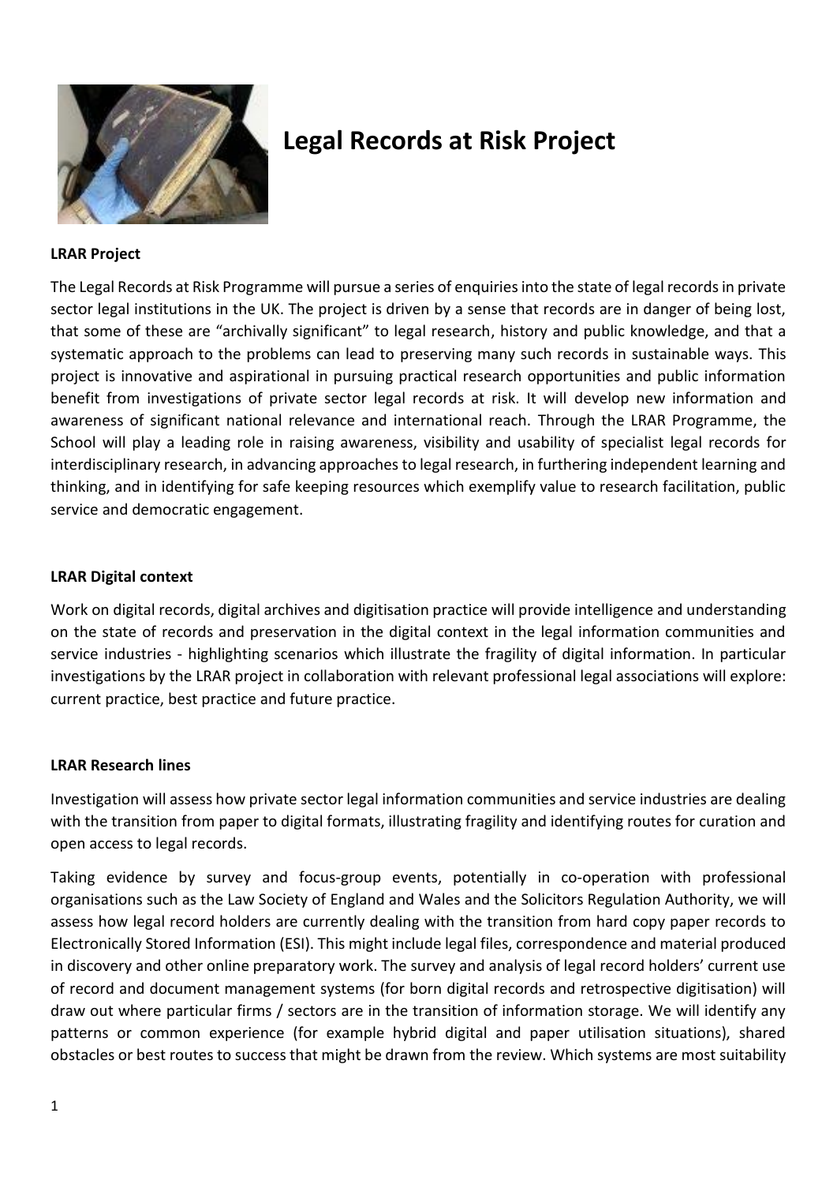# Legal Records at Risk Project

**LRAR Project**

The Legal Records at Risk Programme will pursue a series of enquiries into the state of legal records in private sector legal institutions in the UK. The project is driven by a sense that records are in danger of being lost, that some of these are "archivally significant" to legal research, history and public knowledge, and that a systematic approach to the problems can lead to preserving many such records in sustainable ways. This project is innovative and aspirational in pursuing practical research opportunities and public information benefit from investigations of private sector legal records at risk. It will develop new information and awareness of significant national relevance and international reach. Through the LRAR Programme, the School will play a leading role in raising awareness, visibility and usability of specialist legal records for interdisciplinary research, in advancing approaches to legal research, in furthering independent learning and thinking, and in identifying for safe keeping resources which exemplify value to research facilitation, public service and democratic engagement.

**LRAR Digital context**

Work on digital records, digital archives and digitisation practice will provide intelligence and understanding on the state of records and preservation in the digital context in the legal information communities and service industries - highlighting scenarios which illustrate the fragility of digital information. In particular investigations by the LRAR project in collaboration with relevant professional legal associations will explore: current practice, best practice and future practice.

**LRAR Research lines**

Investigation will assess how private sector legal information communities and service industries are dealing with the transition from paper to digital formats, illustrating fragility and identifying routes for curation and open access to legal records.

Taking evidence by survey and focus-group events, potentially in co-operation with professional organisations such as the Law Society of England and Wales and the Solicitors Regulation Authority, we will assess how legal record holders are currently dealing with the transition from hard copy paper records to Electronically Stored Information (ESI). This might include legal files, correspondence and material produced in discovery and other online preparatory work. The survey and analysis of legal record holders' current use of record and document management systems (for born digital records and retrospective digitisation) will draw out where particular firms / sectors are in the transition of information storage. We will identify any patterns or common experience (for example hybrid digital and paper utilisation situations), shared obstacles or best routes to success that might be drawn from the review. Which systems are most suitability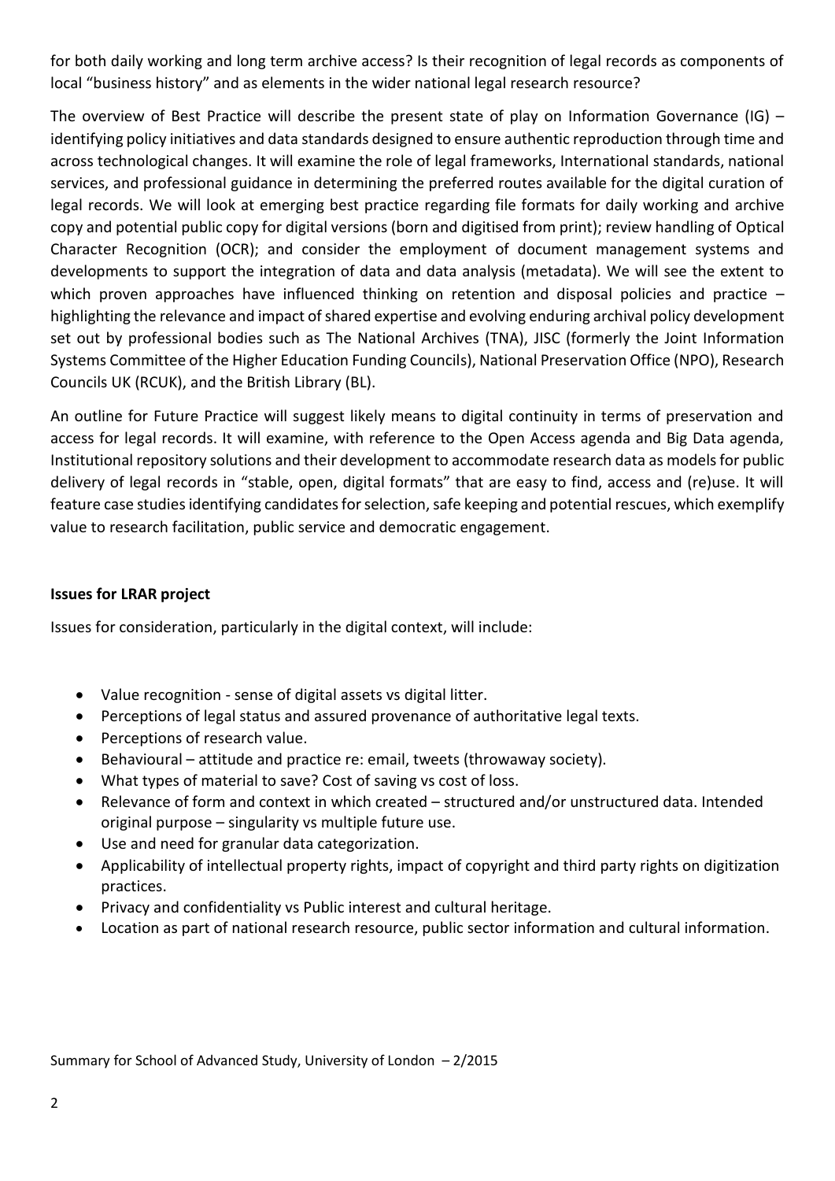for both daily working and long term archive access? Is their recognition of legal records as components of local "business history" and as elements in the wider national legal research resource?

The overview of Best Practice will describe the present state of play on Information Governance (IG) – identifying policy initiatives and data standards designed to ensure authentic reproduction through time and across technological changes. It will examine the role of legal frameworks, International standards, national services, and professional guidance in determining the preferred routes available for the digital curation of legal records. We will look at emerging best practice regarding file formats for daily working and archive copy and potential public copy for digital versions (born and digitised from print); review handling of Optical Character Recognition (OCR); and consider the employment of document management systems and developments to support the integration of data and data analysis (metadata). We will see the extent to which proven approaches have influenced thinking on retention and disposal policies and practice – highlighting the relevance and impact of shared expertise and evolving enduring archival policy development set out by professional bodies such as The National Archives (TNA), JISC (formerly the Joint Information Systems Committee of the Higher Education Funding Councils), National Preservation Office (NPO), Research Councils UK (RCUK), and the British Library (BL).

An outline for Future Practice will suggest likely means to digital continuity in terms of preservation and access for legal records. It will examine, with reference to the Open Access agenda and Big Data agenda, Institutional repository solutions and their development to accommodate research data as models for public delivery of legal records in "stable, open, digital formats" that are easy to find, access and (re)use. It will feature case studies identifying candidates for selection, safe keeping and potential rescues, which exemplify value to research facilitation, public service and democratic engagement.

**Issues for LRAR project**

Issues for consideration, particularly in the digital context, will include:

- Value recognition - sense of digital assets vs digital litter.
- Perceptions of legal status and assured provenance of authoritative legal texts.
- Perceptions of research value.
- Behavioural – attitude and practice re: email, tweets (throwaway society).
- What types of material to save? Cost of saving vs cost of loss.
- Relevance of form and context in which created – structured and/or unstructured data. Intended original purpose – singularity vs multiple future use.
- Use and need for granular data categorization.
- Applicability of intellectual property rights, impact of copyright and third party rights on digitization practices.
- Privacy and confidentiality vs Public interest and cultural heritage.
- Location as part of national research resource, public sector information and cultural information.

Summary for School of Advanced Study, University of London – 2/2015